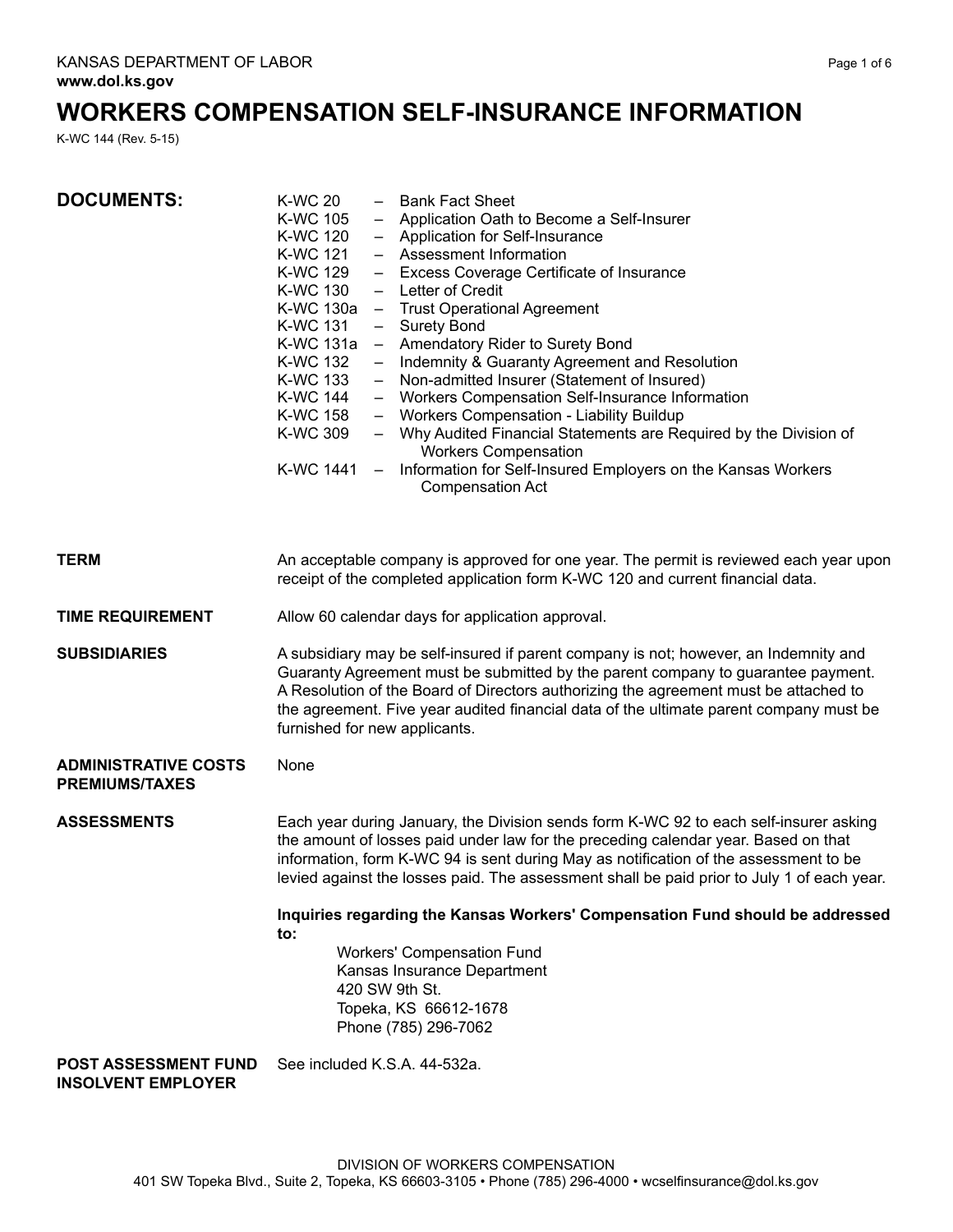KANSAS DEPARTMENT OF LABOR
**www.dol.ks.gov**

# WORKERS COMPENSATION SELF-INSURANCE INFORMATION

K-WC 144 (Rev. 5-15)

## DOCUMENTS:

- K-WC 20 – Bank Fact Sheet
- K-WC 105 – Application Oath to Become a Self-Insurer
- K-WC 120 – Application for Self-Insurance
- K-WC 121 – Assessment Information
- K-WC 129 – Excess Coverage Certificate of Insurance
- K-WC 130 – Letter of Credit
- K-WC 130a – Trust Operational Agreement
- K-WC 131 – Surety Bond
- K-WC 131a – Amendatory Rider to Surety Bond
- K-WC 132 – Indemnity & Guaranty Agreement and Resolution
- K-WC 133 – Non-admitted Insurer (Statement of Insured)
- K-WC 144 – Workers Compensation Self-Insurance Information
- K-WC 158 – Workers Compensation - Liability Buildup
- K-WC 309 – Why Audited Financial Statements are Required by the Division of Workers Compensation
- K-WC 1441 – Information for Self-Insured Employers on the Kansas Workers Compensation Act

**TERM**

An acceptable company is approved for one year. The permit is reviewed each year upon receipt of the completed application form K-WC 120 and current financial data.

**TIME REQUIREMENT**

Allow 60 calendar days for application approval.

**SUBSIDIARIES**

A subsidiary may be self-insured if parent company is not; however, an Indemnity and Guaranty Agreement must be submitted by the parent company to guarantee payment. A Resolution of the Board of Directors authorizing the agreement must be attached to the agreement. Five year audited financial data of the ultimate parent company must be furnished for new applicants.

**ADMINISTRATIVE COSTS PREMIUMS/TAXES**

None

**ASSESSMENTS**

Each year during January, the Division sends form K-WC 92 to each self-insurer asking the amount of losses paid under law for the preceding calendar year. Based on that information, form K-WC 94 is sent during May as notification of the assessment to be levied against the losses paid. The assessment shall be paid prior to July 1 of each year.

**Inquiries regarding the Kansas Workers' Compensation Fund should be addressed to:**

Workers' Compensation Fund
Kansas Insurance Department
420 SW 9th St.
Topeka, KS 66612-1678
Phone (785) 296-7062

**POST ASSESSMENT FUND INSOLVENT EMPLOYER**

See included K.S.A. 44-532a.

DIVISION OF WORKERS COMPENSATION
401 SW Topeka Blvd., Suite 2, Topeka, KS 66603-3105 • Phone (785) 296-4000 • wcselfinsurance@dol.ks.gov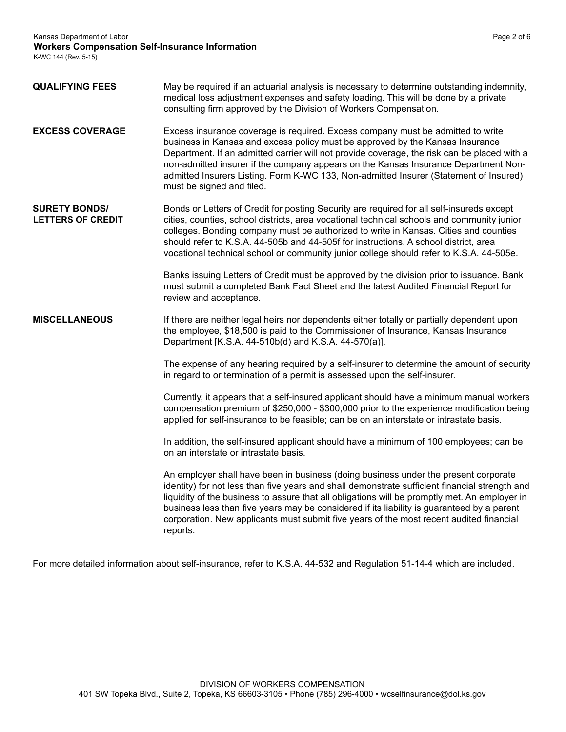**QUALIFYING FEES**

May be required if an actuarial analysis is necessary to determine outstanding indemnity, medical loss adjustment expenses and safety loading. This will be done by a private consulting firm approved by the Division of Workers Compensation.

**EXCESS COVERAGE**

Excess insurance coverage is required. Excess company must be admitted to write business in Kansas and excess policy must be approved by the Kansas Insurance Department. If an admitted carrier will not provide coverage, the risk can be placed with a non-admitted insurer if the company appears on the Kansas Insurance Department Non-admitted Insurers Listing. Form K-WC 133, Non-admitted Insurer (Statement of Insured) must be signed and filed.

**SURETY BONDS/ LETTERS OF CREDIT**

Bonds or Letters of Credit for posting Security are required for all self-insureds except cities, counties, school districts, area vocational technical schools and community junior colleges. Bonding company must be authorized to write in Kansas. Cities and counties should refer to K.S.A. 44-505b and 44-505f for instructions. A school district, area vocational technical school or community junior college should refer to K.S.A. 44-505e.

Banks issuing Letters of Credit must be approved by the division prior to issuance. Bank must submit a completed Bank Fact Sheet and the latest Audited Financial Report for review and acceptance.

**MISCELLANEOUS**

If there are neither legal heirs nor dependents either totally or partially dependent upon the employee, $18,500 is paid to the Commissioner of Insurance, Kansas Insurance Department [K.S.A. 44-510b(d) and K.S.A. 44-570(a)].

The expense of any hearing required by a self-insurer to determine the amount of security in regard to or termination of a permit is assessed upon the self-insurer.

Currently, it appears that a self-insured applicant should have a minimum manual workers compensation premium of $250,000 - $300,000 prior to the experience modification being applied for self-insurance to be feasible; can be on an interstate or intrastate basis.

In addition, the self-insured applicant should have a minimum of 100 employees; can be on an interstate or intrastate basis.

An employer shall have been in business (doing business under the present corporate identity) for not less than five years and shall demonstrate sufficient financial strength and liquidity of the business to assure that all obligations will be promptly met. An employer in business less than five years may be considered if its liability is guaranteed by a parent corporation. New applicants must submit five years of the most recent audited financial reports.

For more detailed information about self-insurance, refer to K.S.A. 44-532 and Regulation 51-14-4 which are included.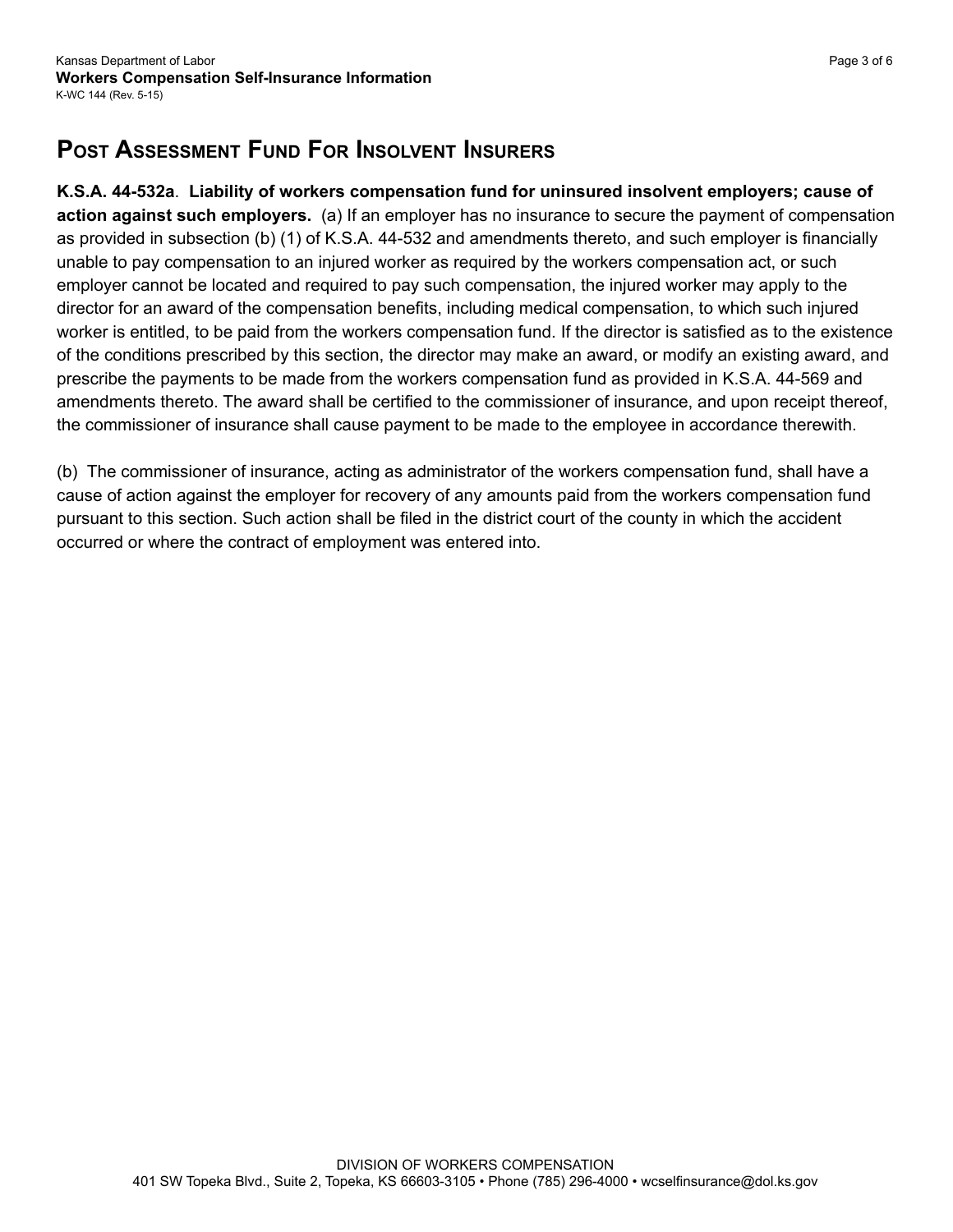## Post Assessment Fund For Insolvent Insurers

**K.S.A. 44-532a**. **Liability of workers compensation fund for uninsured insolvent employers; cause of action against such employers.** (a) If an employer has no insurance to secure the payment of compensation as provided in subsection (b) (1) of K.S.A. 44-532 and amendments thereto, and such employer is financially unable to pay compensation to an injured worker as required by the workers compensation act, or such employer cannot be located and required to pay such compensation, the injured worker may apply to the director for an award of the compensation benefits, including medical compensation, to which such injured worker is entitled, to be paid from the workers compensation fund. If the director is satisfied as to the existence of the conditions prescribed by this section, the director may make an award, or modify an existing award, and prescribe the payments to be made from the workers compensation fund as provided in K.S.A. 44-569 and amendments thereto. The award shall be certified to the commissioner of insurance, and upon receipt thereof, the commissioner of insurance shall cause payment to be made to the employee in accordance therewith.

(b) The commissioner of insurance, acting as administrator of the workers compensation fund, shall have a cause of action against the employer for recovery of any amounts paid from the workers compensation fund pursuant to this section. Such action shall be filed in the district court of the county in which the accident occurred or where the contract of employment was entered into.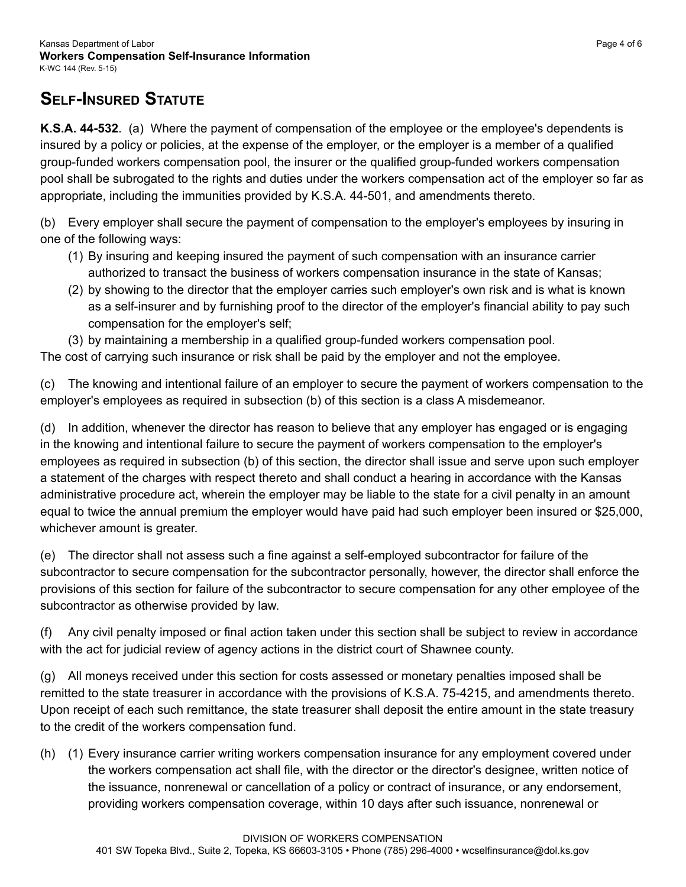## Self-Insured Statute

**K.S.A. 44-532**. (a) Where the payment of compensation of the employee or the employee's dependents is insured by a policy or policies, at the expense of the employer, or the employer is a member of a qualified group-funded workers compensation pool, the insurer or the qualified group-funded workers compensation pool shall be subrogated to the rights and duties under the workers compensation act of the employer so far as appropriate, including the immunities provided by K.S.A. 44-501, and amendments thereto.

(b) Every employer shall secure the payment of compensation to the employer's employees by insuring in one of the following ways:

(1) By insuring and keeping insured the payment of such compensation with an insurance carrier authorized to transact the business of workers compensation insurance in the state of Kansas;

(2) by showing to the director that the employer carries such employer's own risk and is what is known as a self-insurer and by furnishing proof to the director of the employer's financial ability to pay such compensation for the employer's self;

(3) by maintaining a membership in a qualified group-funded workers compensation pool.

The cost of carrying such insurance or risk shall be paid by the employer and not the employee.

(c) The knowing and intentional failure of an employer to secure the payment of workers compensation to the employer's employees as required in subsection (b) of this section is a class A misdemeanor.

(d) In addition, whenever the director has reason to believe that any employer has engaged or is engaging in the knowing and intentional failure to secure the payment of workers compensation to the employer's employees as required in subsection (b) of this section, the director shall issue and serve upon such employer a statement of the charges with respect thereto and shall conduct a hearing in accordance with the Kansas administrative procedure act, wherein the employer may be liable to the state for a civil penalty in an amount equal to twice the annual premium the employer would have paid had such employer been insured or $25,000, whichever amount is greater.

(e) The director shall not assess such a fine against a self-employed subcontractor for failure of the subcontractor to secure compensation for the subcontractor personally, however, the director shall enforce the provisions of this section for failure of the subcontractor to secure compensation for any other employee of the subcontractor as otherwise provided by law.

(f) Any civil penalty imposed or final action taken under this section shall be subject to review in accordance with the act for judicial review of agency actions in the district court of Shawnee county.

(g) All moneys received under this section for costs assessed or monetary penalties imposed shall be remitted to the state treasurer in accordance with the provisions of K.S.A. 75-4215, and amendments thereto. Upon receipt of each such remittance, the state treasurer shall deposit the entire amount in the state treasury to the credit of the workers compensation fund.

(h) (1) Every insurance carrier writing workers compensation insurance for any employment covered under the workers compensation act shall file, with the director or the director's designee, written notice of the issuance, nonrenewal or cancellation of a policy or contract of insurance, or any endorsement, providing workers compensation coverage, within 10 days after such issuance, nonrenewal or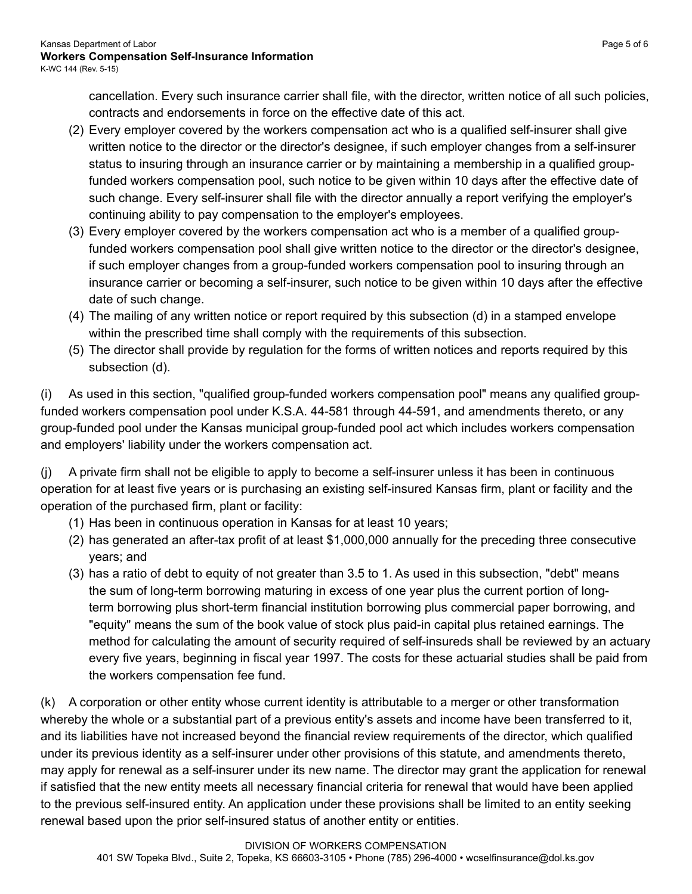cancellation. Every such insurance carrier shall file, with the director, written notice of all such policies, contracts and endorsements in force on the effective date of this act.

(2) Every employer covered by the workers compensation act who is a qualified self-insurer shall give written notice to the director or the director's designee, if such employer changes from a self-insurer status to insuring through an insurance carrier or by maintaining a membership in a qualified group-funded workers compensation pool, such notice to be given within 10 days after the effective date of such change. Every self-insurer shall file with the director annually a report verifying the employer's continuing ability to pay compensation to the employer's employees.

(3) Every employer covered by the workers compensation act who is a member of a qualified group-funded workers compensation pool shall give written notice to the director or the director's designee, if such employer changes from a group-funded workers compensation pool to insuring through an insurance carrier or becoming a self-insurer, such notice to be given within 10 days after the effective date of such change.

(4) The mailing of any written notice or report required by this subsection (d) in a stamped envelope within the prescribed time shall comply with the requirements of this subsection.

(5) The director shall provide by regulation for the forms of written notices and reports required by this subsection (d).

(i) As used in this section, "qualified group-funded workers compensation pool" means any qualified group-funded workers compensation pool under K.S.A. 44-581 through 44-591, and amendments thereto, or any group-funded pool under the Kansas municipal group-funded pool act which includes workers compensation and employers' liability under the workers compensation act.

(j) A private firm shall not be eligible to apply to become a self-insurer unless it has been in continuous operation for at least five years or is purchasing an existing self-insured Kansas firm, plant or facility and the operation of the purchased firm, plant or facility:

(1) Has been in continuous operation in Kansas for at least 10 years;

(2) has generated an after-tax profit of at least $1,000,000 annually for the preceding three consecutive years; and

(3) has a ratio of debt to equity of not greater than 3.5 to 1. As used in this subsection, "debt" means the sum of long-term borrowing maturing in excess of one year plus the current portion of long-term borrowing plus short-term financial institution borrowing plus commercial paper borrowing, and "equity" means the sum of the book value of stock plus paid-in capital plus retained earnings. The method for calculating the amount of security required of self-insureds shall be reviewed by an actuary every five years, beginning in fiscal year 1997. The costs for these actuarial studies shall be paid from the workers compensation fee fund.

(k) A corporation or other entity whose current identity is attributable to a merger or other transformation whereby the whole or a substantial part of a previous entity's assets and income have been transferred to it, and its liabilities have not increased beyond the financial review requirements of the director, which qualified under its previous identity as a self-insurer under other provisions of this statute, and amendments thereto, may apply for renewal as a self-insurer under its new name. The director may grant the application for renewal if satisfied that the new entity meets all necessary financial criteria for renewal that would have been applied to the previous self-insured entity. An application under these provisions shall be limited to an entity seeking renewal based upon the prior self-insured status of another entity or entities.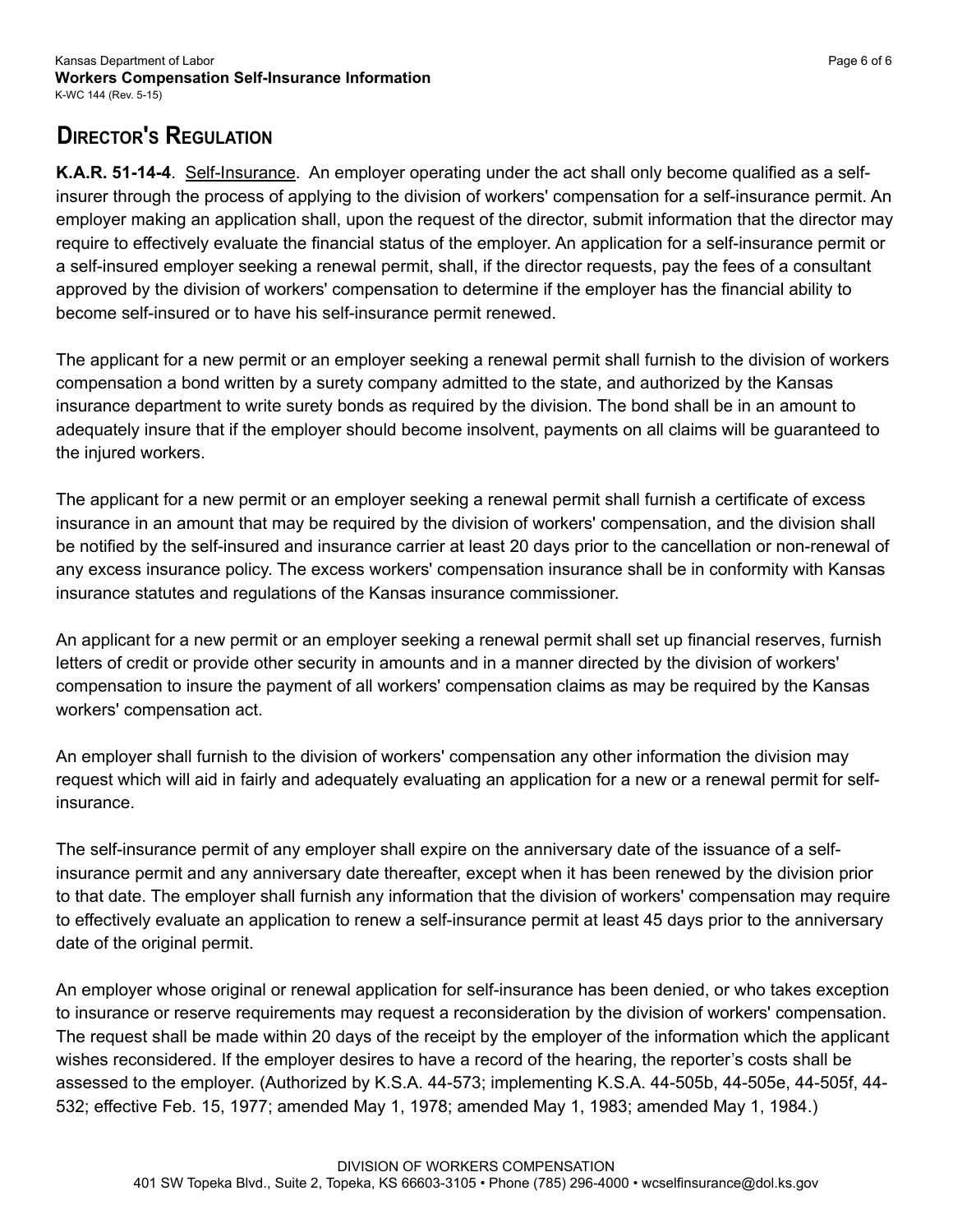## Director's Regulation

**K.A.R. 51-14-4**. Self-Insurance. An employer operating under the act shall only become qualified as a self-insurer through the process of applying to the division of workers' compensation for a self-insurance permit. An employer making an application shall, upon the request of the director, submit information that the director may require to effectively evaluate the financial status of the employer. An application for a self-insurance permit or a self-insured employer seeking a renewal permit, shall, if the director requests, pay the fees of a consultant approved by the division of workers' compensation to determine if the employer has the financial ability to become self-insured or to have his self-insurance permit renewed.

The applicant for a new permit or an employer seeking a renewal permit shall furnish to the division of workers compensation a bond written by a surety company admitted to the state, and authorized by the Kansas insurance department to write surety bonds as required by the division. The bond shall be in an amount to adequately insure that if the employer should become insolvent, payments on all claims will be guaranteed to the injured workers.

The applicant for a new permit or an employer seeking a renewal permit shall furnish a certificate of excess insurance in an amount that may be required by the division of workers' compensation, and the division shall be notified by the self-insured and insurance carrier at least 20 days prior to the cancellation or non-renewal of any excess insurance policy. The excess workers' compensation insurance shall be in conformity with Kansas insurance statutes and regulations of the Kansas insurance commissioner.

An applicant for a new permit or an employer seeking a renewal permit shall set up financial reserves, furnish letters of credit or provide other security in amounts and in a manner directed by the division of workers' compensation to insure the payment of all workers' compensation claims as may be required by the Kansas workers' compensation act.

An employer shall furnish to the division of workers' compensation any other information the division may request which will aid in fairly and adequately evaluating an application for a new or a renewal permit for self-insurance.

The self-insurance permit of any employer shall expire on the anniversary date of the issuance of a self-insurance permit and any anniversary date thereafter, except when it has been renewed by the division prior to that date. The employer shall furnish any information that the division of workers' compensation may require to effectively evaluate an application to renew a self-insurance permit at least 45 days prior to the anniversary date of the original permit.

An employer whose original or renewal application for self-insurance has been denied, or who takes exception to insurance or reserve requirements may request a reconsideration by the division of workers' compensation. The request shall be made within 20 days of the receipt by the employer of the information which the applicant wishes reconsidered. If the employer desires to have a record of the hearing, the reporter's costs shall be assessed to the employer. (Authorized by K.S.A. 44-573; implementing K.S.A. 44-505b, 44-505e, 44-505f, 44-532; effective Feb. 15, 1977; amended May 1, 1978; amended May 1, 1983; amended May 1, 1984.)

DIVISION OF WORKERS COMPENSATION
401 SW Topeka Blvd., Suite 2, Topeka, KS 66603-3105 • Phone (785) 296-4000 • wcselfinsurance@dol.ks.gov